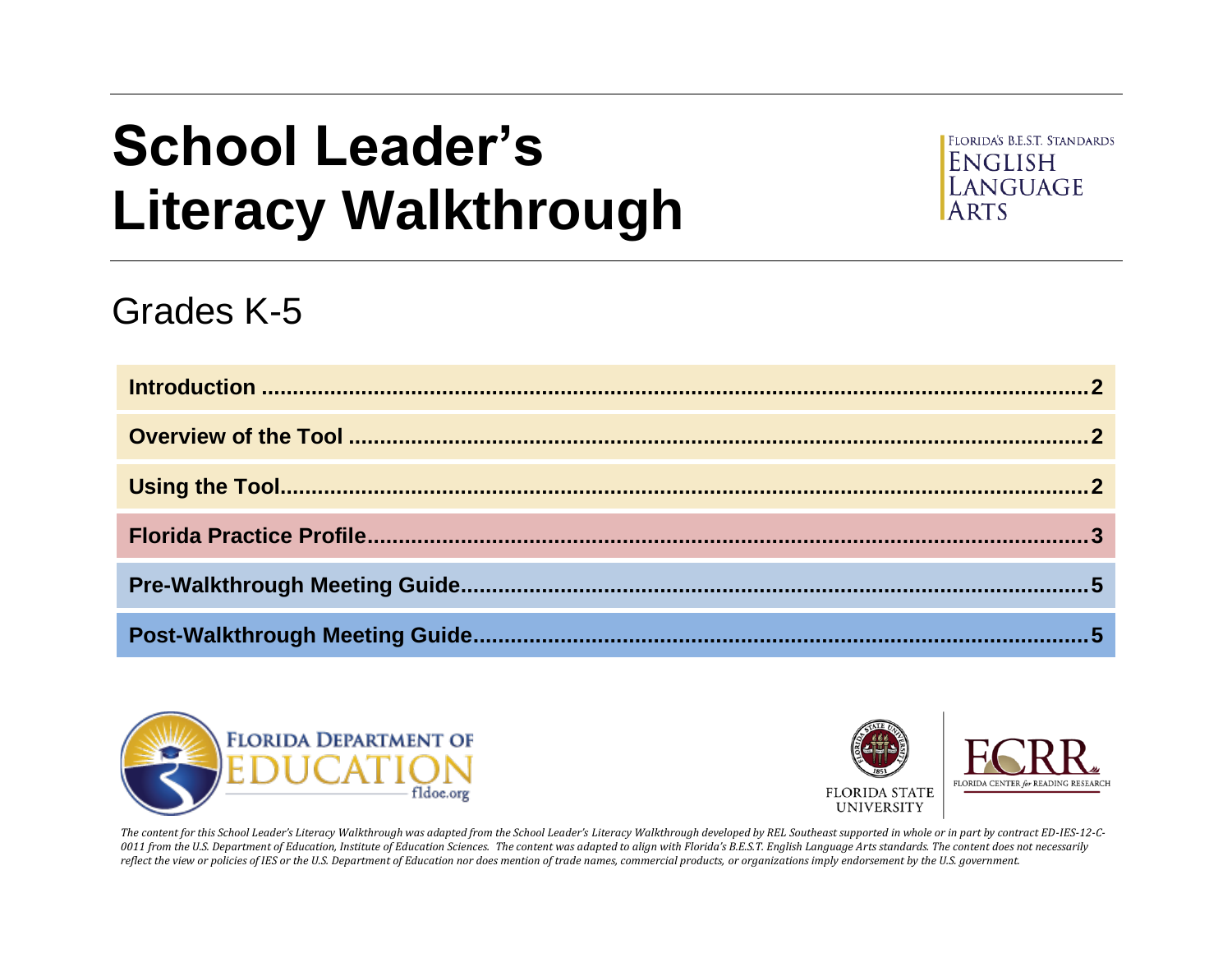# School Leader's Literacy Walkthrough

FLORIDA'S B.E.S.T. STANDARDS
ENGLISH LANGUAGE ARTS

## Grades K-5

| | |
|---|---|
| **Introduction** | **2** |
| **Overview of the Tool** | **2** |
| **Using the Tool** | **2** |
| **Florida Practice Profile** | **3** |
| **Pre-Walkthrough Meeting Guide** | **5** |
| **Post-Walkthrough Meeting Guide** | **5** |

FLORIDA DEPARTMENT OF EDUCATION
fldoe.org

FLORIDA STATE UNIVERSITY

FCRR
FLORIDA CENTER *for* READING RESEARCH

*The content for this School Leader's Literacy Walkthrough was adapted from the School Leader's Literacy Walkthrough developed by REL Southeast supported in whole or in part by contract ED-IES-12-C-0011 from the U.S. Department of Education, Institute of Education Sciences. The content was adapted to align with Florida's B.E.S.T. English Language Arts standards. The content does not necessarily reflect the view or policies of IES or the U.S. Department of Education nor does mention of trade names, commercial products, or organizations imply endorsement by the U.S. government.*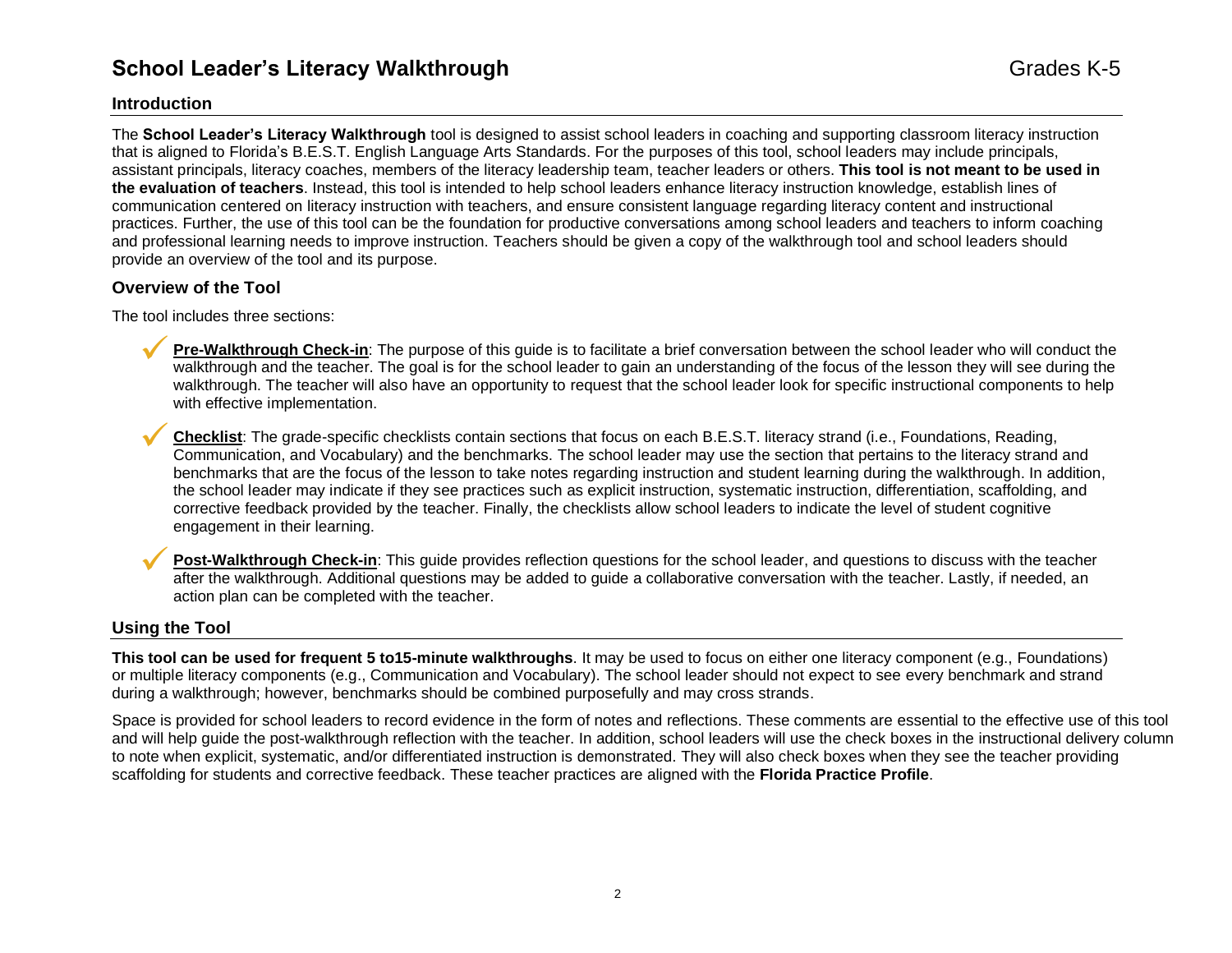# School Leader's Literacy Walkthrough

Grades K-5

## Introduction

The **School Leader's Literacy Walkthrough** tool is designed to assist school leaders in coaching and supporting classroom literacy instruction that is aligned to Florida's B.E.S.T. English Language Arts Standards. For the purposes of this tool, school leaders may include principals, assistant principals, literacy coaches, members of the literacy leadership team, teacher leaders or others. **This tool is not meant to be used in the evaluation of teachers**. Instead, this tool is intended to help school leaders enhance literacy instruction knowledge, establish lines of communication centered on literacy instruction with teachers, and ensure consistent language regarding literacy content and instructional practices. Further, the use of this tool can be the foundation for productive conversations among school leaders and teachers to inform coaching and professional learning needs to improve instruction. Teachers should be given a copy of the walkthrough tool and school leaders should provide an overview of the tool and its purpose.

## Overview of the Tool

The tool includes three sections:

- ✓ **Pre-Walkthrough Check-in**: The purpose of this guide is to facilitate a brief conversation between the school leader who will conduct the walkthrough and the teacher. The goal is for the school leader to gain an understanding of the focus of the lesson they will see during the walkthrough. The teacher will also have an opportunity to request that the school leader look for specific instructional components to help with effective implementation.
- ✓ **Checklist**: The grade-specific checklists contain sections that focus on each B.E.S.T. literacy strand (i.e., Foundations, Reading, Communication, and Vocabulary) and the benchmarks. The school leader may use the section that pertains to the literacy strand and benchmarks that are the focus of the lesson to take notes regarding instruction and student learning during the walkthrough. In addition, the school leader may indicate if they see practices such as explicit instruction, systematic instruction, differentiation, scaffolding, and corrective feedback provided by the teacher. Finally, the checklists allow school leaders to indicate the level of student cognitive engagement in their learning.
- ✓ **Post-Walkthrough Check-in**: This guide provides reflection questions for the school leader, and questions to discuss with the teacher after the walkthrough. Additional questions may be added to guide a collaborative conversation with the teacher. Lastly, if needed, an action plan can be completed with the teacher.

## Using the Tool

**This tool can be used for frequent 5 to15-minute walkthroughs**. It may be used to focus on either one literacy component (e.g., Foundations) or multiple literacy components (e.g., Communication and Vocabulary). The school leader should not expect to see every benchmark and strand during a walkthrough; however, benchmarks should be combined purposefully and may cross strands.

Space is provided for school leaders to record evidence in the form of notes and reflections. These comments are essential to the effective use of this tool and will help guide the post-walkthrough reflection with the teacher. In addition, school leaders will use the check boxes in the instructional delivery column to note when explicit, systematic, and/or differentiated instruction is demonstrated. They will also check boxes when they see the teacher providing scaffolding for students and corrective feedback. These teacher practices are aligned with the **Florida Practice Profile**.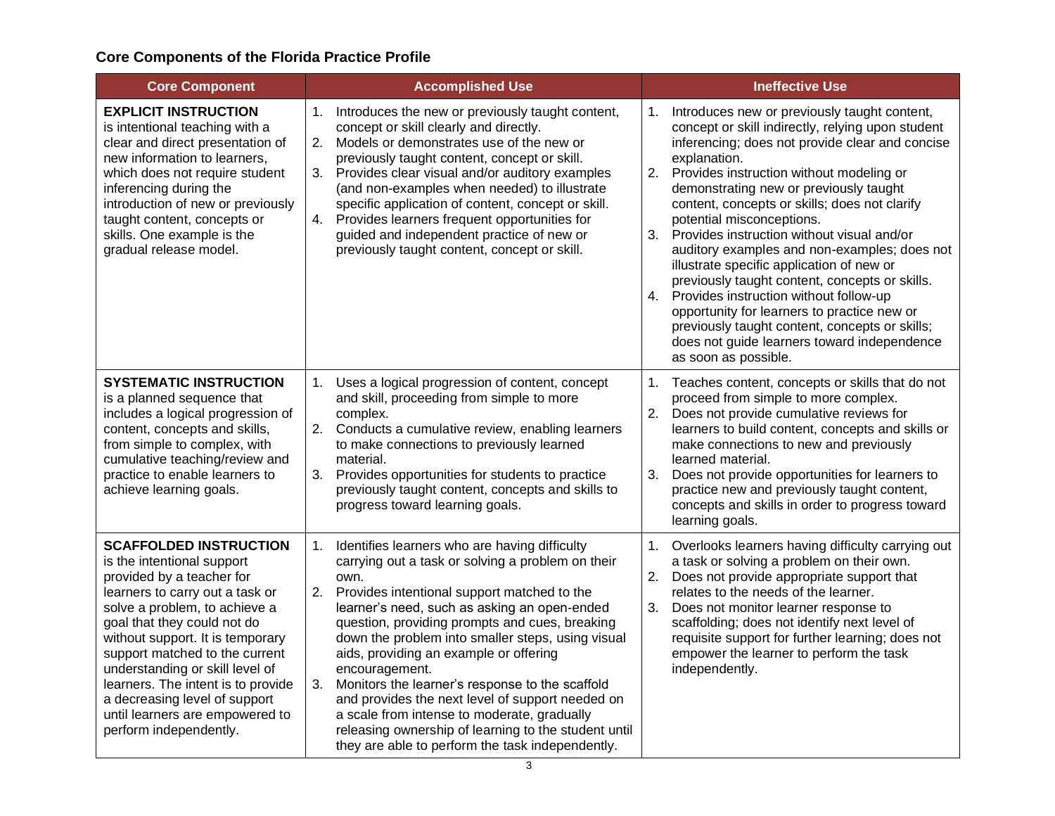## Core Components of the Florida Practice Profile

| Core Component | Accomplished Use | Ineffective Use |
|---|---|---|
| **EXPLICIT INSTRUCTION** is intentional teaching with a clear and direct presentation of new information to learners, which does not require student inferencing during the introduction of new or previously taught content, concepts or skills. One example is the gradual release model. | 1. Introduces the new or previously taught content, concept or skill clearly and directly.<br>2. Models or demonstrates use of the new or previously taught content, concept or skill.<br>3. Provides clear visual and/or auditory examples (and non-examples when needed) to illustrate specific application of content, concept or skill.<br>4. Provides learners frequent opportunities for guided and independent practice of new or previously taught content, concept or skill. | 1. Introduces new or previously taught content, concept or skill indirectly, relying upon student inferencing; does not provide clear and concise explanation.<br>2. Provides instruction without modeling or demonstrating new or previously taught content, concepts or skills; does not clarify potential misconceptions.<br>3. Provides instruction without visual and/or auditory examples and non-examples; does not illustrate specific application of new or previously taught content, concepts or skills.<br>4. Provides instruction without follow-up opportunity for learners to practice new or previously taught content, concepts or skills; does not guide learners toward independence as soon as possible. |
| **SYSTEMATIC INSTRUCTION** is a planned sequence that includes a logical progression of content, concepts and skills, from simple to complex, with cumulative teaching/review and practice to enable learners to achieve learning goals. | 1. Uses a logical progression of content, concept and skill, proceeding from simple to more complex.<br>2. Conducts a cumulative review, enabling learners to make connections to previously learned material.<br>3. Provides opportunities for students to practice previously taught content, concepts and skills to progress toward learning goals. | 1. Teaches content, concepts or skills that do not proceed from simple to more complex.<br>2. Does not provide cumulative reviews for learners to build content, concepts and skills or make connections to new and previously learned material.<br>3. Does not provide opportunities for learners to practice new and previously taught content, concepts and skills in order to progress toward learning goals. |
| **SCAFFOLDED INSTRUCTION** is the intentional support provided by a teacher for learners to carry out a task or solve a problem, to achieve a goal that they could not do without support. It is temporary support matched to the current understanding or skill level of learners. The intent is to provide a decreasing level of support until learners are empowered to perform independently. | 1. Identifies learners who are having difficulty carrying out a task or solving a problem on their own.<br>2. Provides intentional support matched to the learner's need, such as asking an open-ended question, providing prompts and cues, breaking down the problem into smaller steps, using visual aids, providing an example or offering encouragement.<br>3. Monitors the learner's response to the scaffold and provides the next level of support needed on a scale from intense to moderate, gradually releasing ownership of learning to the student until they are able to perform the task independently. | 1. Overlooks learners having difficulty carrying out a task or solving a problem on their own.<br>2. Does not provide appropriate support that relates to the needs of the learner.<br>3. Does not monitor learner response to scaffolding; does not identify next level of requisite support for further learning; does not empower the learner to perform the task independently. |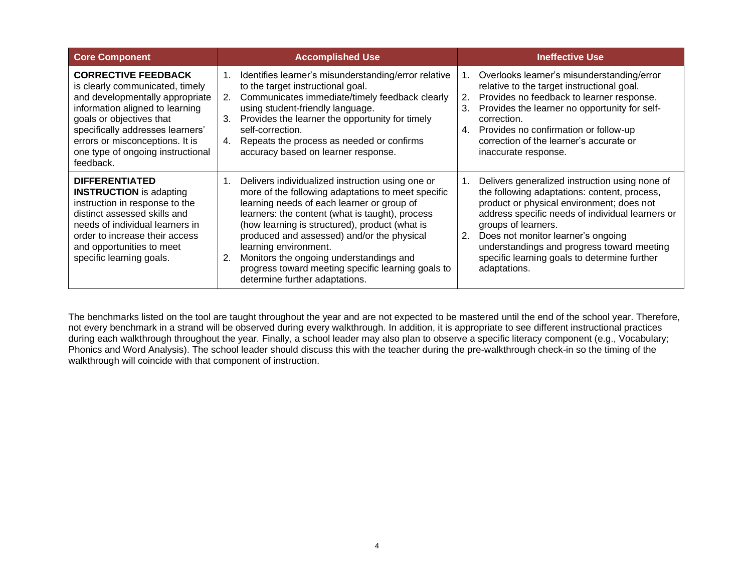| Core Component | Accomplished Use | Ineffective Use |
|---|---|---|
| **CORRECTIVE FEEDBACK** is clearly communicated, timely and developmentally appropriate information aligned to learning goals or objectives that specifically addresses learners' errors or misconceptions. It is one type of ongoing instructional feedback. | 1. Identifies learner's misunderstanding/error relative to the target instructional goal.<br>2. Communicates immediate/timely feedback clearly using student-friendly language.<br>3. Provides the learner the opportunity for timely self-correction.<br>4. Repeats the process as needed or confirms accuracy based on learner response. | 1. Overlooks learner's misunderstanding/error relative to the target instructional goal.<br>2. Provides no feedback to learner response.<br>3. Provides the learner no opportunity for self-correction.<br>4. Provides no confirmation or follow-up correction of the learner's accurate or inaccurate response. |
| **DIFFERENTIATED INSTRUCTION** is adapting instruction in response to the distinct assessed skills and needs of individual learners in order to increase their access and opportunities to meet specific learning goals. | 1. Delivers individualized instruction using one or more of the following adaptations to meet specific learning needs of each learner or group of learners: the content (what is taught), process (how learning is structured), product (what is produced and assessed) and/or the physical learning environment.<br>2. Monitors the ongoing understandings and progress toward meeting specific learning goals to determine further adaptations. | 1. Delivers generalized instruction using none of the following adaptations: content, process, product or physical environment; does not address specific needs of individual learners or groups of learners.<br>2. Does not monitor learner's ongoing understandings and progress toward meeting specific learning goals to determine further adaptations. |

The benchmarks listed on the tool are taught throughout the year and are not expected to be mastered until the end of the school year. Therefore, not every benchmark in a strand will be observed during every walkthrough. In addition, it is appropriate to see different instructional practices during each walkthrough throughout the year. Finally, a school leader may also plan to observe a specific literacy component (e.g., Vocabulary; Phonics and Word Analysis). The school leader should discuss this with the teacher during the pre-walkthrough check-in so the timing of the walkthrough will coincide with that component of instruction.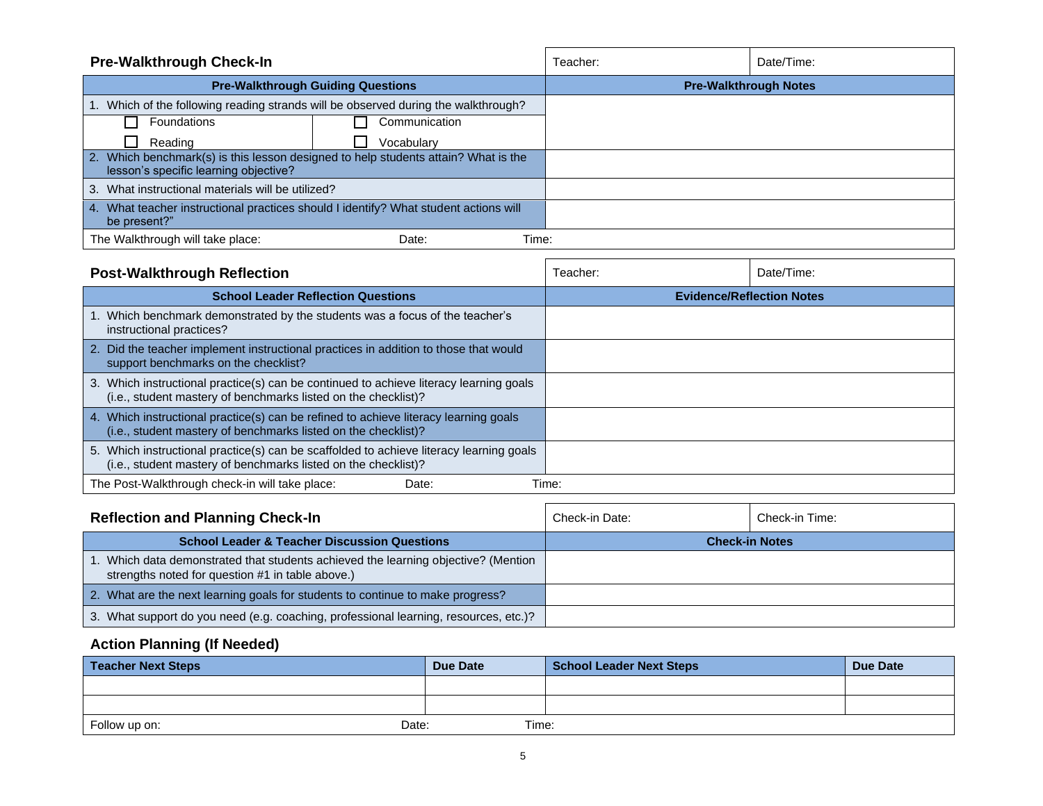| Pre-Walkthrough Check-In | | Teacher: | Date/Time: |
|---|---|---|---|
| **Pre-Walkthrough Guiding Questions** | | **Pre-Walkthrough Notes** | |
| 1. Which of the following reading strands will be observed during the walkthrough? | | | |
| ☐ Foundations<br>☐ Reading | ☐ Communication<br>☐ Vocabulary | | |
| 2. Which benchmark(s) is this lesson designed to help students attain? What is the lesson's specific learning objective? | | | |
| 3. What instructional materials will be utilized? | | | |
| 4. What teacher instructional practices should I identify? What student actions will be present?" | | | |
| The Walkthrough will take place: | Date: | Time: | |

| Post-Walkthrough Reflection | Teacher: | Date/Time: |
|---|---|---|
| **School Leader Reflection Questions** | **Evidence/Reflection Notes** | |
| 1. Which benchmark demonstrated by the students was a focus of the teacher's instructional practices? | | |
| 2. Did the teacher implement instructional practices in addition to those that would support benchmarks on the checklist? | | |
| 3. Which instructional practice(s) can be continued to achieve literacy learning goals (i.e., student mastery of benchmarks listed on the checklist)? | | |
| 4. Which instructional practice(s) can be refined to achieve literacy learning goals (i.e., student mastery of benchmarks listed on the checklist)? | | |
| 5. Which instructional practice(s) can be scaffolded to achieve literacy learning goals (i.e., student mastery of benchmarks listed on the checklist)? | | |
| The Post-Walkthrough check-in will take place: Date: | Time: | |

| Reflection and Planning Check-In | Check-in Date: | Check-in Time: |
|---|---|---|
| **School Leader & Teacher Discussion Questions** | **Check-in Notes** | |
| 1. Which data demonstrated that students achieved the learning objective? (Mention strengths noted for question #1 in table above.) | | |
| 2. What are the next learning goals for students to continue to make progress? | | |
| 3. What support do you need (e.g. coaching, professional learning, resources, etc.)? | | |

## Action Planning (If Needed)

| Teacher Next Steps | Due Date | School Leader Next Steps | Due Date |
|---|---|---|---|
| | | | |
| | | | |
| Follow up on: Date: | Time: | | |